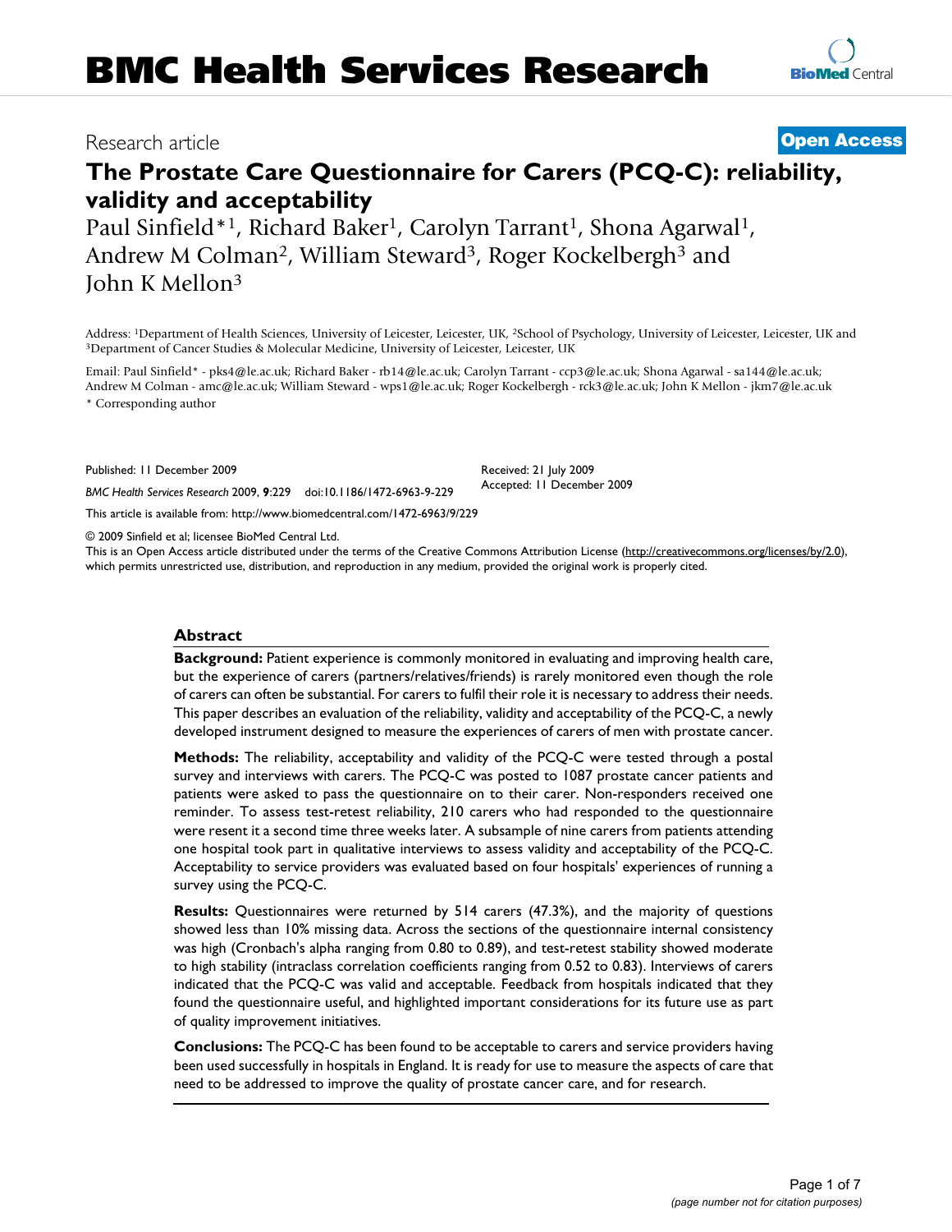Research article

**Open Access**

# The Prostate Care Questionnaire for Carers (PCQ-C): reliability, validity and acceptability

Paul Sinfield*[1], Richard Baker[1], Carolyn Tarrant[1], Shona Agarwal[1], Andrew M Colman[2], William Steward[3], Roger Kockelbergh[3] and John K Mellon[3]

Address: [1]Department of Health Sciences, University of Leicester, Leicester, UK, [2]School of Psychology, University of Leicester, Leicester, UK and [3]Department of Cancer Studies & Molecular Medicine, University of Leicester, Leicester, UK

Email: Paul Sinfield* - pks4@le.ac.uk; Richard Baker - rb14@le.ac.uk; Carolyn Tarrant - ccp3@le.ac.uk; Shona Agarwal - sa144@le.ac.uk; Andrew M Colman - amc@le.ac.uk; William Steward - wps1@le.ac.uk; Roger Kockelbergh - rck3@le.ac.uk; John K Mellon - jkm7@le.ac.uk

\* Corresponding author

Published: 11 December 2009

*BMC Health Services Research* 2009, **9**:229 doi:10.1186/1472-6963-9-229

Received: 21 July 2009
Accepted: 11 December 2009

This article is available from: http://www.biomedcentral.com/1472-6963/9/229

© 2009 Sinfield et al; licensee BioMed Central Ltd.
This is an Open Access article distributed under the terms of the Creative Commons Attribution License (http://creativecommons.org/licenses/by/2.0), which permits unrestricted use, distribution, and reproduction in any medium, provided the original work is properly cited.

## Abstract

**Background:** Patient experience is commonly monitored in evaluating and improving health care, but the experience of carers (partners/relatives/friends) is rarely monitored even though the role of carers can often be substantial. For carers to fulfil their role it is necessary to address their needs. This paper describes an evaluation of the reliability, validity and acceptability of the PCQ-C, a newly developed instrument designed to measure the experiences of carers of men with prostate cancer.

**Methods:** The reliability, acceptability and validity of the PCQ-C were tested through a postal survey and interviews with carers. The PCQ-C was posted to 1087 prostate cancer patients and patients were asked to pass the questionnaire on to their carer. Non-responders received one reminder. To assess test-retest reliability, 210 carers who had responded to the questionnaire were resent it a second time three weeks later. A subsample of nine carers from patients attending one hospital took part in qualitative interviews to assess validity and acceptability of the PCQ-C. Acceptability to service providers was evaluated based on four hospitals' experiences of running a survey using the PCQ-C.

**Results:** Questionnaires were returned by 514 carers (47.3%), and the majority of questions showed less than 10% missing data. Across the sections of the questionnaire internal consistency was high (Cronbach's alpha ranging from 0.80 to 0.89), and test-retest stability showed moderate to high stability (intraclass correlation coefficients ranging from 0.52 to 0.83). Interviews of carers indicated that the PCQ-C was valid and acceptable. Feedback from hospitals indicated that they found the questionnaire useful, and highlighted important considerations for its future use as part of quality improvement initiatives.

**Conclusions:** The PCQ-C has been found to be acceptable to carers and service providers having been used successfully in hospitals in England. It is ready for use to measure the aspects of care that need to be addressed to improve the quality of prostate cancer care, and for research.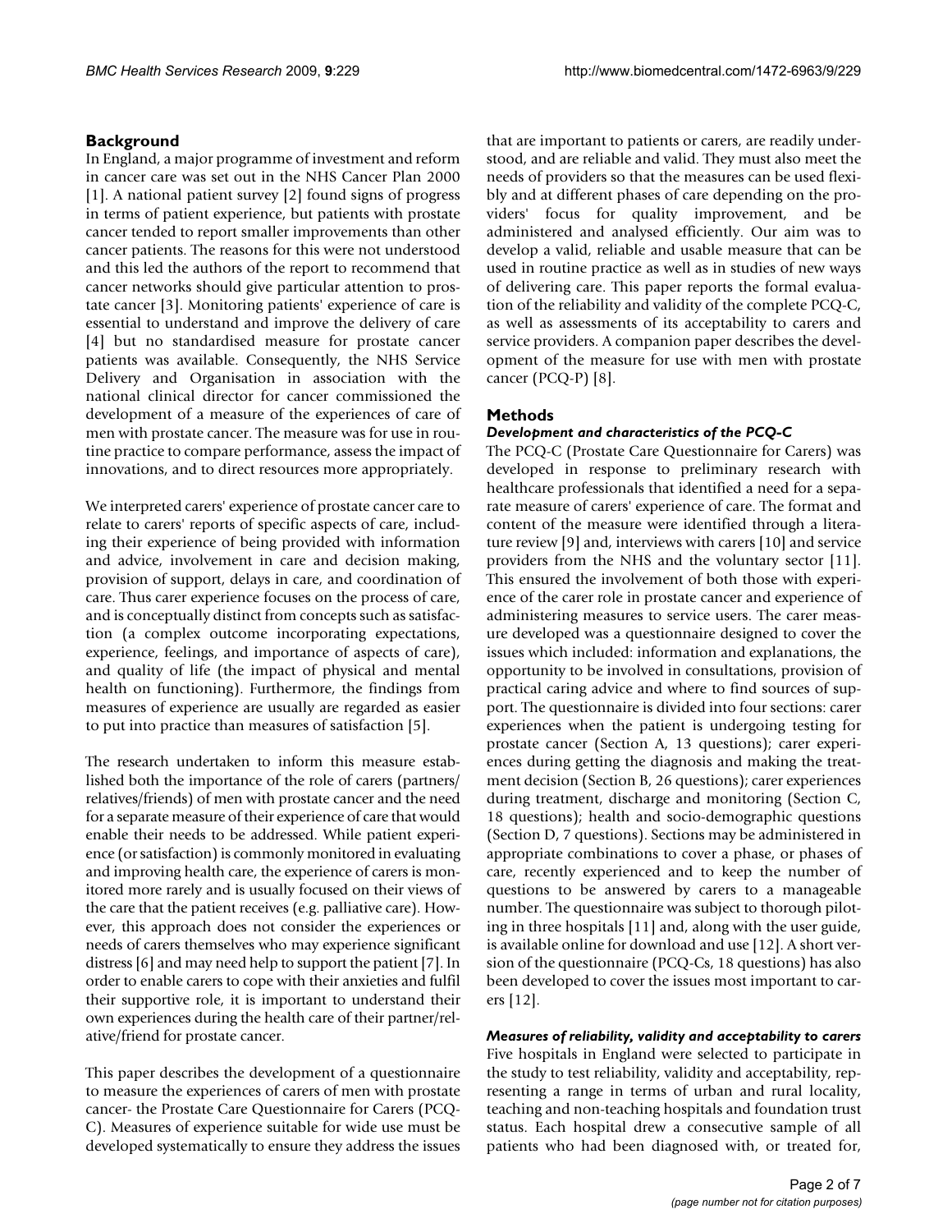## Background

In England, a major programme of investment and reform in cancer care was set out in the NHS Cancer Plan 2000 [1]. A national patient survey [2] found signs of progress in terms of patient experience, but patients with prostate cancer tended to report smaller improvements than other cancer patients. The reasons for this were not understood and this led the authors of the report to recommend that cancer networks should give particular attention to prostate cancer [3]. Monitoring patients' experience of care is essential to understand and improve the delivery of care [4] but no standardised measure for prostate cancer patients was available. Consequently, the NHS Service Delivery and Organisation in association with the national clinical director for cancer commissioned the development of a measure of the experiences of care of men with prostate cancer. The measure was for use in routine practice to compare performance, assess the impact of innovations, and to direct resources more appropriately.

We interpreted carers' experience of prostate cancer care to relate to carers' reports of specific aspects of care, including their experience of being provided with information and advice, involvement in care and decision making, provision of support, delays in care, and coordination of care. Thus carer experience focuses on the process of care, and is conceptually distinct from concepts such as satisfaction (a complex outcome incorporating expectations, experience, feelings, and importance of aspects of care), and quality of life (the impact of physical and mental health on functioning). Furthermore, the findings from measures of experience are usually are regarded as easier to put into practice than measures of satisfaction [5].

The research undertaken to inform this measure established both the importance of the role of carers (partners/relatives/friends) of men with prostate cancer and the need for a separate measure of their experience of care that would enable their needs to be addressed. While patient experience (or satisfaction) is commonly monitored in evaluating and improving health care, the experience of carers is monitored more rarely and is usually focused on their views of the care that the patient receives (e.g. palliative care). However, this approach does not consider the experiences or needs of carers themselves who may experience significant distress [6] and may need help to support the patient [7]. In order to enable carers to cope with their anxieties and fulfil their supportive role, it is important to understand their own experiences during the health care of their partner/relative/friend for prostate cancer.

This paper describes the development of a questionnaire to measure the experiences of carers of men with prostate cancer- the Prostate Care Questionnaire for Carers (PCQ-C). Measures of experience suitable for wide use must be developed systematically to ensure they address the issues that are important to patients or carers, are readily understood, and are reliable and valid. They must also meet the needs of providers so that the measures can be used flexibly and at different phases of care depending on the providers' focus for quality improvement, and be administered and analysed efficiently. Our aim was to develop a valid, reliable and usable measure that can be used in routine practice as well as in studies of new ways of delivering care. This paper reports the formal evaluation of the reliability and validity of the complete PCQ-C, as well as assessments of its acceptability to carers and service providers. A companion paper describes the development of the measure for use with men with prostate cancer (PCQ-P) [8].

## Methods

### *Development and characteristics of the PCQ-C*

The PCQ-C (Prostate Care Questionnaire for Carers) was developed in response to preliminary research with healthcare professionals that identified a need for a separate measure of carers' experience of care. The format and content of the measure were identified through a literature review [9] and, interviews with carers [10] and service providers from the NHS and the voluntary sector [11]. This ensured the involvement of both those with experience of the carer role in prostate cancer and experience of administering measures to service users. The carer measure developed was a questionnaire designed to cover the issues which included: information and explanations, the opportunity to be involved in consultations, provision of practical caring advice and where to find sources of support. The questionnaire is divided into four sections: carer experiences when the patient is undergoing testing for prostate cancer (Section A, 13 questions); carer experiences during getting the diagnosis and making the treatment decision (Section B, 26 questions); carer experiences during treatment, discharge and monitoring (Section C, 18 questions); health and socio-demographic questions (Section D, 7 questions). Sections may be administered in appropriate combinations to cover a phase, or phases of care, recently experienced and to keep the number of questions to be answered by carers to a manageable number. The questionnaire was subject to thorough piloting in three hospitals [11] and, along with the user guide, is available online for download and use [12]. A short version of the questionnaire (PCQ-Cs, 18 questions) has also been developed to cover the issues most important to carers [12].

### *Measures of reliability, validity and acceptability to carers*

Five hospitals in England were selected to participate in the study to test reliability, validity and acceptability, representing a range in terms of urban and rural locality, teaching and non-teaching hospitals and foundation trust status. Each hospital drew a consecutive sample of all patients who had been diagnosed with, or treated for,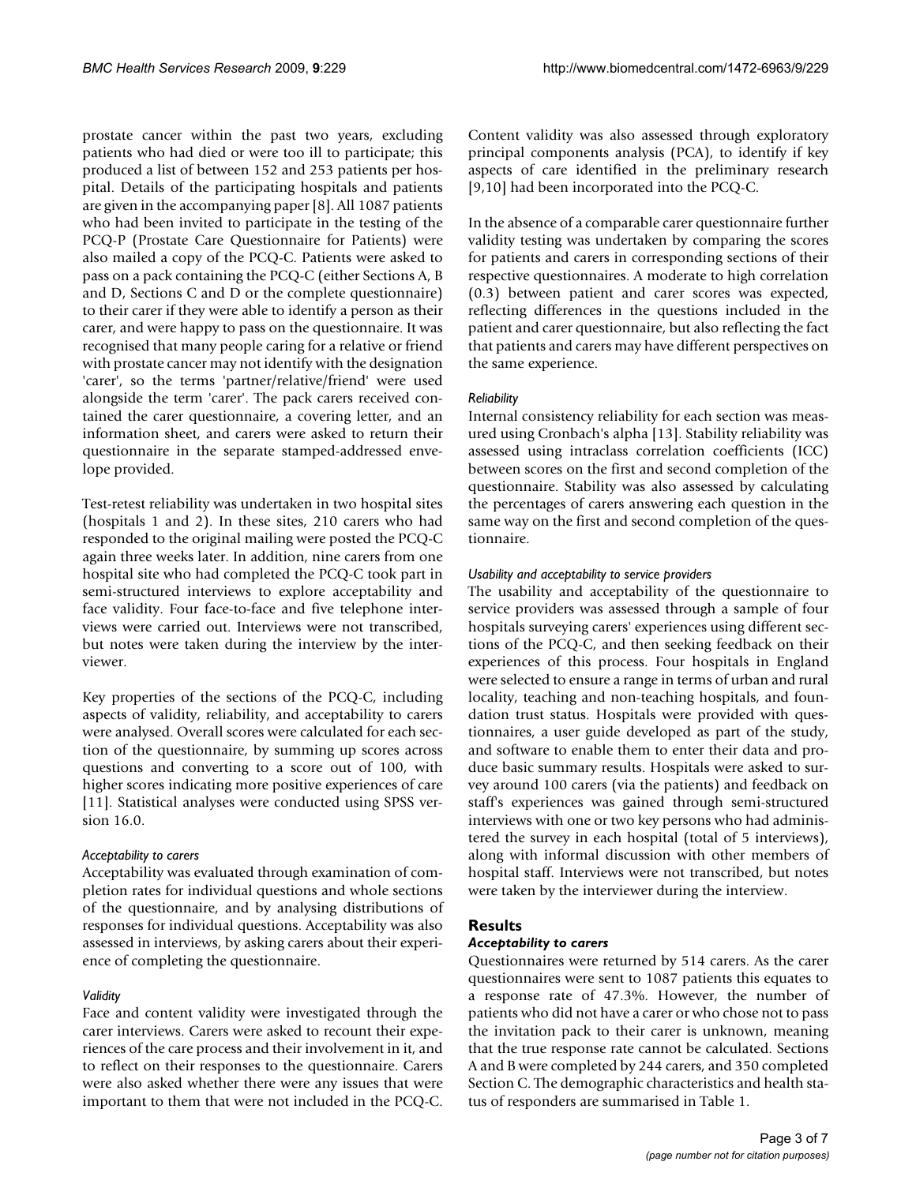prostate cancer within the past two years, excluding patients who had died or were too ill to participate; this produced a list of between 152 and 253 patients per hospital. Details of the participating hospitals and patients are given in the accompanying paper [8]. All 1087 patients who had been invited to participate in the testing of the PCQ-P (Prostate Care Questionnaire for Patients) were also mailed a copy of the PCQ-C. Patients were asked to pass on a pack containing the PCQ-C (either Sections A, B and D, Sections C and D or the complete questionnaire) to their carer if they were able to identify a person as their carer, and were happy to pass on the questionnaire. It was recognised that many people caring for a relative or friend with prostate cancer may not identify with the designation 'carer', so the terms 'partner/relative/friend' were used alongside the term 'carer'. The pack carers received contained the carer questionnaire, a covering letter, and an information sheet, and carers were asked to return their questionnaire in the separate stamped-addressed envelope provided.

Test-retest reliability was undertaken in two hospital sites (hospitals 1 and 2). In these sites, 210 carers who had responded to the original mailing were posted the PCQ-C again three weeks later. In addition, nine carers from one hospital site who had completed the PCQ-C took part in semi-structured interviews to explore acceptability and face validity. Four face-to-face and five telephone interviews were carried out. Interviews were not transcribed, but notes were taken during the interview by the interviewer.

Key properties of the sections of the PCQ-C, including aspects of validity, reliability, and acceptability to carers were analysed. Overall scores were calculated for each section of the questionnaire, by summing up scores across questions and converting to a score out of 100, with higher scores indicating more positive experiences of care [11]. Statistical analyses were conducted using SPSS version 16.0.

#### *Acceptability to carers*

Acceptability was evaluated through examination of completion rates for individual questions and whole sections of the questionnaire, and by analysing distributions of responses for individual questions. Acceptability was also assessed in interviews, by asking carers about their experience of completing the questionnaire.

#### *Validity*

Face and content validity were investigated through the carer interviews. Carers were asked to recount their experiences of the care process and their involvement in it, and to reflect on their responses to the questionnaire. Carers were also asked whether there were any issues that were important to them that were not included in the PCQ-C. Content validity was also assessed through exploratory principal components analysis (PCA), to identify if key aspects of care identified in the preliminary research [9,10] had been incorporated into the PCQ-C.

In the absence of a comparable carer questionnaire further validity testing was undertaken by comparing the scores for patients and carers in corresponding sections of their respective questionnaires. A moderate to high correlation (0.3) between patient and carer scores was expected, reflecting differences in the questions included in the patient and carer questionnaire, but also reflecting the fact that patients and carers may have different perspectives on the same experience.

#### *Reliability*

Internal consistency reliability for each section was measured using Cronbach's alpha [13]. Stability reliability was assessed using intraclass correlation coefficients (ICC) between scores on the first and second completion of the questionnaire. Stability was also assessed by calculating the percentages of carers answering each question in the same way on the first and second completion of the questionnaire.

#### *Usability and acceptability to service providers*

The usability and acceptability of the questionnaire to service providers was assessed through a sample of four hospitals surveying carers' experiences using different sections of the PCQ-C, and then seeking feedback on their experiences of this process. Four hospitals in England were selected to ensure a range in terms of urban and rural locality, teaching and non-teaching hospitals, and foundation trust status. Hospitals were provided with questionnaires, a user guide developed as part of the study, and software to enable them to enter their data and produce basic summary results. Hospitals were asked to survey around 100 carers (via the patients) and feedback on staff's experiences was gained through semi-structured interviews with one or two key persons who had administered the survey in each hospital (total of 5 interviews), along with informal discussion with other members of hospital staff. Interviews were not transcribed, but notes were taken by the interviewer during the interview.

## Results

### *Acceptability to carers*

Questionnaires were returned by 514 carers. As the carer questionnaires were sent to 1087 patients this equates to a response rate of 47.3%. However, the number of patients who did not have a carer or who chose not to pass the invitation pack to their carer is unknown, meaning that the true response rate cannot be calculated. Sections A and B were completed by 244 carers, and 350 completed Section C. The demographic characteristics and health status of responders are summarised in Table 1.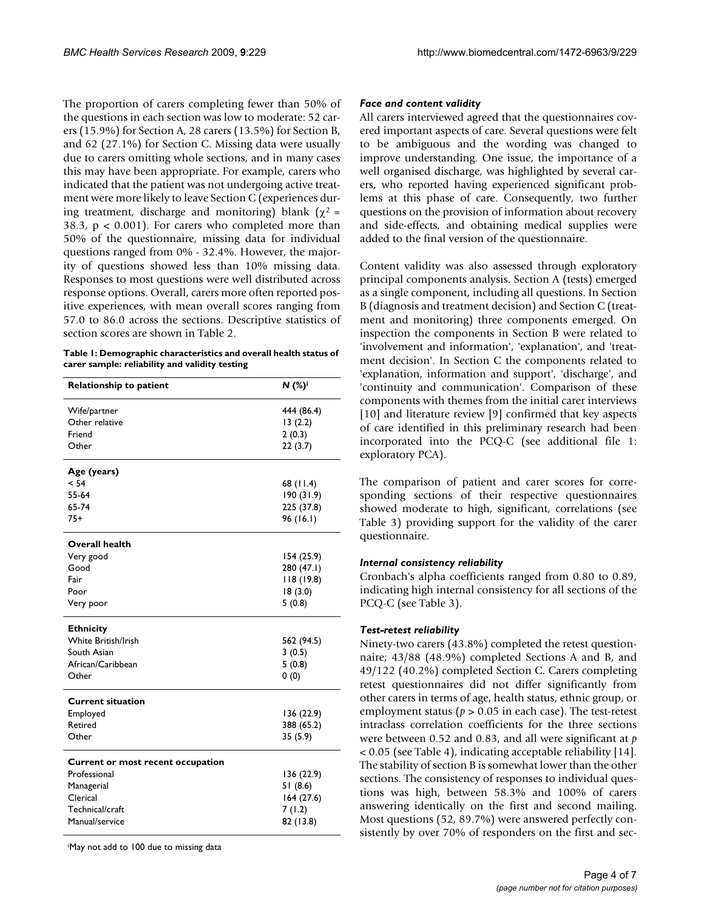The proportion of carers completing fewer than 50% of the questions in each section was low to moderate: 52 carers (15.9%) for Section A, 28 carers (13.5%) for Section B, and 62 (27.1%) for Section C. Missing data were usually due to carers omitting whole sections, and in many cases this may have been appropriate. For example, carers who indicated that the patient was not undergoing active treatment were more likely to leave Section C (experiences during treatment, discharge and monitoring) blank ($\chi^2$ = 38.3, $p < 0.001$). For carers who completed more than 50% of the questionnaire, missing data for individual questions ranged from 0% - 32.4%. However, the majority of questions showed less than 10% missing data. Responses to most questions were well distributed across response options. Overall, carers more often reported positive experiences, with mean overall scores ranging from 57.0 to 86.0 across the sections. Descriptive statistics of section scores are shown in Table 2.

**Table 1: Demographic characteristics and overall health status of carer sample: reliability and validity testing**

| **Relationship to patient** | ***N* (%)[i]** |
|---|---|
| Wife/partner | 444 (86.4) |
| Other relative | 13 (2.2) |
| Friend | 2 (0.3) |
| Other | 22 (3.7) |
| **Age (years)** | |
| < 54 | 68 (11.4) |
| 55-64 | 190 (31.9) |
| 65-74 | 225 (37.8) |
| 75+ | 96 (16.1) |
| **Overall health** | |
| Very good | 154 (25.9) |
| Good | 280 (47.1) |
| Fair | 118 (19.8) |
| Poor | 18 (3.0) |
| Very poor | 5 (0.8) |
| **Ethnicity** | |
| White British/Irish | 562 (94.5) |
| South Asian | 3 (0.5) |
| African/Caribbean | 5 (0.8) |
| Other | 0 (0) |
| **Current situation** | |
| Employed | 136 (22.9) |
| Retired | 388 (65.2) |
| Other | 35 (5.9) |
| **Current or most recent occupation** | |
| Professional | 136 (22.9) |
| Managerial | 51 (8.6) |
| Clerical | 164 (27.6) |
| Technical/craft | 7 (1.2) |
| Manual/service | 82 (13.8) |

[i]May not add to 100 due to missing data

### *Face and content validity*

All carers interviewed agreed that the questionnaires covered important aspects of care. Several questions were felt to be ambiguous and the wording was changed to improve understanding. One issue, the importance of a well organised discharge, was highlighted by several carers, who reported having experienced significant problems at this phase of care. Consequently, two further questions on the provision of information about recovery and side-effects, and obtaining medical supplies were added to the final version of the questionnaire.

Content validity was also assessed through exploratory principal components analysis. Section A (tests) emerged as a single component, including all questions. In Section B (diagnosis and treatment decision) and Section C (treatment and monitoring) three components emerged. On inspection the components in Section B were related to 'involvement and information', 'explanation', and 'treatment decision'. In Section C the components related to 'explanation, information and support', 'discharge', and 'continuity and communication'. Comparison of these components with themes from the initial carer interviews [10] and literature review [9] confirmed that key aspects of care identified in this preliminary research had been incorporated into the PCQ-C (see additional file 1: exploratory PCA).

The comparison of patient and carer scores for corresponding sections of their respective questionnaires showed moderate to high, significant, correlations (see Table 3) providing support for the validity of the carer questionnaire.

### *Internal consistency reliability*

Cronbach's alpha coefficients ranged from 0.80 to 0.89, indicating high internal consistency for all sections of the PCQ-C (see Table 3).

### *Test-retest reliability*

Ninety-two carers (43.8%) completed the retest questionnaire; 43/88 (48.9%) completed Sections A and B, and 49/122 (40.2%) completed Section C. Carers completing retest questionnaires did not differ significantly from other carers in terms of age, health status, ethnic group, or employment status ($p > 0.05$ in each case). The test-retest intraclass correlation coefficients for the three sections were between 0.52 and 0.83, and all were significant at $p < 0.05$ (see Table 4), indicating acceptable reliability [14]. The stability of section B is somewhat lower than the other sections. The consistency of responses to individual questions was high, between 58.3% and 100% of carers answering identically on the first and second mailing. Most questions (52, 89.7%) were answered perfectly consistently by over 70% of responders on the first and sec-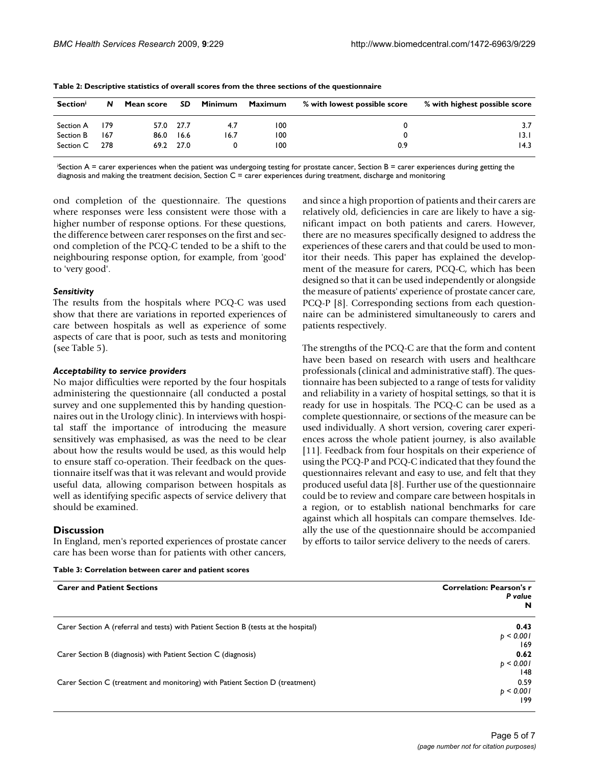**Table 2: Descriptive statistics of overall scores from the three sections of the questionnaire**

| Section[i] | N | Mean score | SD | Minimum | Maximum | % with lowest possible score | % with highest possible score |
|---|---|---|---|---|---|---|---|
| Section A | 179 | 57.0 | 27.7 | 4.7 | 100 | 0 | 3.7 |
| Section B | 167 | 86.0 | 16.6 | 16.7 | 100 | 0 | 13.1 |
| Section C | 278 | 69.2 | 27.0 | 0 | 100 | 0.9 | 14.3 |

[i]Section A = carer experiences when the patient was undergoing testing for prostate cancer, Section B = carer experiences during getting the diagnosis and making the treatment decision, Section C = carer experiences during treatment, discharge and monitoring

ond completion of the questionnaire. The questions where responses were less consistent were those with a higher number of response options. For these questions, the difference between carer responses on the first and second completion of the PCQ-C tended to be a shift to the neighbouring response option, for example, from 'good' to 'very good'.

### *Sensitivity*

The results from the hospitals where PCQ-C was used show that there are variations in reported experiences of care between hospitals as well as experience of some aspects of care that is poor, such as tests and monitoring (see Table 5).

### *Acceptability to service providers*

No major difficulties were reported by the four hospitals administering the questionnaire (all conducted a postal survey and one supplemented this by handing questionnaires out in the Urology clinic). In interviews with hospital staff the importance of introducing the measure sensitively was emphasised, as was the need to be clear about how the results would be used, as this would help to ensure staff co-operation. Their feedback on the questionnaire itself was that it was relevant and would provide useful data, allowing comparison between hospitals as well as identifying specific aspects of service delivery that should be examined.

## Discussion

In England, men's reported experiences of prostate cancer care has been worse than for patients with other cancers, and since a high proportion of patients and their carers are relatively old, deficiencies in care are likely to have a significant impact on both patients and carers. However, there are no measures specifically designed to address the experiences of these carers and that could be used to monitor their needs. This paper has explained the development of the measure for carers, PCQ-C, which has been designed so that it can be used independently or alongside the measure of patients' experience of prostate cancer care, PCQ-P [8]. Corresponding sections from each questionnaire can be administered simultaneously to carers and patients respectively.

The strengths of the PCQ-C are that the form and content have been based on research with users and healthcare professionals (clinical and administrative staff). The questionnaire has been subjected to a range of tests for validity and reliability in a variety of hospital settings, so that it is ready for use in hospitals. The PCQ-C can be used as a complete questionnaire, or sections of the measure can be used individually. A short version, covering carer experiences across the whole patient journey, is also available [11]. Feedback from four hospitals on their experience of using the PCQ-P and PCQ-C indicated that they found the questionnaires relevant and easy to use, and felt that they produced useful data [8]. Further use of the questionnaire could be to review and compare care between hospitals in a region, or to establish national benchmarks for care against which all hospitals can compare themselves. Ideally the use of the questionnaire should be accompanied by efforts to tailor service delivery to the needs of carers.

**Table 3: Correlation between carer and patient scores**

| Carer and Patient Sections | Correlation: Pearson's r / *P value* / N |
|---|---|
| Carer Section A (referral and tests) with Patient Section B (tests at the hospital) | **0.43** / *p < 0.001* / 169 |
| Carer Section B (diagnosis) with Patient Section C (diagnosis) | **0.62** / *p < 0.001* / 148 |
| Carer Section C (treatment and monitoring) with Patient Section D (treatment) | 0.59 / *p < 0.001* / 199 |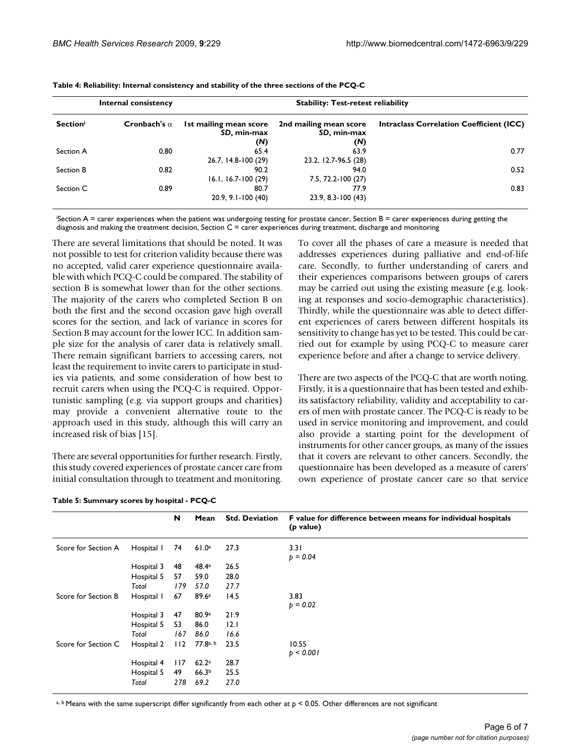**Table 4: Reliability: Internal consistency and stability of the three sections of the PCQ-C**

| Internal consistency | | Stability: Test-retest reliability | | |
|---|---|---|---|---|
| Section[i] | Cronbach's α | 1st mailing mean score *SD*, min-max (*N*) | 2nd mailing mean score *SD*, min-max (*N*) | Intraclass Correlation Coefficient (ICC) |
| Section A | 0.80 | 65.4<br>26.7, 14.8-100 (29) | 63.9<br>23.2, 12.7-96.5 (28) | 0.77 |
| Section B | 0.82 | 90.2<br>16.1, 16.7-100 (29) | 94.0<br>7.5, 72.2-100 (27) | 0.52 |
| Section C | 0.89 | 80.7<br>20.9, 9.1-100 (40) | 77.9<br>23.9, 8.3-100 (43) | 0.83 |

[i]Section A = carer experiences when the patient was undergoing testing for prostate cancer, Section B = carer experiences during getting the diagnosis and making the treatment decision, Section C = carer experiences during treatment, discharge and monitoring

There are several limitations that should be noted. It was not possible to test for criterion validity because there was no accepted, valid carer experience questionnaire available with which PCQ-C could be compared. The stability of section B is somewhat lower than for the other sections. The majority of the carers who completed Section B on both the first and the second occasion gave high overall scores for the section, and lack of variance in scores for Section B may account for the lower ICC. In addition sample size for the analysis of carer data is relatively small. There remain significant barriers to accessing carers, not least the requirement to invite carers to participate in studies via patients, and some consideration of how best to recruit carers when using the PCQ-C is required. Opportunistic sampling (e.g. via support groups and charities) may provide a convenient alternative route to the approach used in this study, although this will carry an increased risk of bias [15].

There are several opportunities for further research. Firstly, this study covered experiences of prostate cancer care from initial consultation through to treatment and monitoring. To cover all the phases of care a measure is needed that addresses experiences during palliative and end-of-life care. Secondly, to further understanding of carers and their experiences comparisons between groups of carers may be carried out using the existing measure (e.g. looking at responses and socio-demographic characteristics). Thirdly, while the questionnaire was able to detect different experiences of carers between different hospitals its sensitivity to change has yet to be tested. This could be carried out for example by using PCQ-C to measure carer experience before and after a change to service delivery.

There are two aspects of the PCQ-C that are worth noting. Firstly, it is a questionnaire that has been tested and exhibits satisfactory reliability, validity and acceptability to carers of men with prostate cancer. The PCQ-C is ready to be used in service monitoring and improvement, and could also provide a starting point for the development of instruments for other cancer groups, as many of the issues that it covers are relevant to other cancers. Secondly, the questionnaire has been developed as a measure of carers' own experience of prostate cancer care so that service

**Table 5: Summary scores by hospital - PCQ-C**

| | | N | Mean | Std. Deviation | F value for difference between means for individual hospitals (p value) |
|---|---|---|---|---|---|
| Score for Section A | Hospital 1 | 74 | 61.0[a] | 27.3 | 3.31<br>*p = 0.04* |
| | Hospital 3 | 48 | 48.4[a] | 26.5 | |
| | Hospital 5 | 57 | 59.0 | 28.0 | |
| | *Total* | *179* | *57.0* | *27.7* | |
| Score for Section B | Hospital 1 | 67 | 89.6[a] | 14.5 | 3.83<br>*p = 0.02* |
| | Hospital 3 | 47 | 80.9[a] | 21.9 | |
| | Hospital 5 | 53 | 86.0 | 12.1 | |
| | *Total* | *167* | *86.0* | *16.6* | |
| Score for Section C | Hospital 2 | 112 | 77.8[a, b] | 23.5 | 10.55<br>*p < 0.001* |
| | Hospital 4 | 117 | 62.2[a] | 28.7 | |
| | Hospital 5 | 49 | 66.3[b] | 25.5 | |
| | *Total* | *278* | *69.2* | *27.0* | |

[a, b] Means with the same superscript differ significantly from each other at $p < 0.05$. Other differences are not significant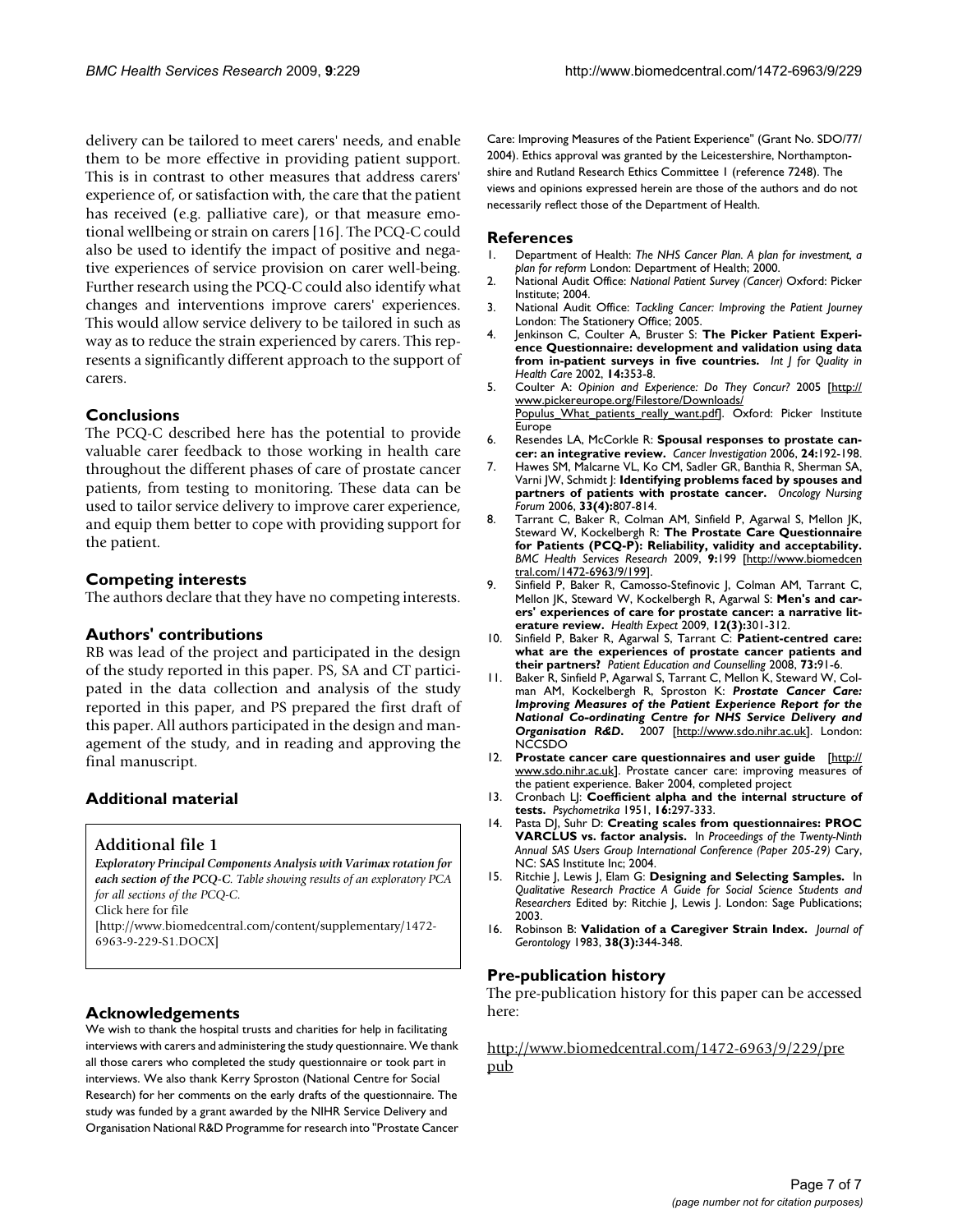delivery can be tailored to meet carers' needs, and enable them to be more effective in providing patient support. This is in contrast to other measures that address carers' experience of, or satisfaction with, the care that the patient has received (e.g. palliative care), or that measure emotional wellbeing or strain on carers [16]. The PCQ-C could also be used to identify the impact of positive and negative experiences of service provision on carer well-being. Further research using the PCQ-C could also identify what changes and interventions improve carers' experiences. This would allow service delivery to be tailored in such as way as to reduce the strain experienced by carers. This represents a significantly different approach to the support of carers.

## Conclusions

The PCQ-C described here has the potential to provide valuable carer feedback to those working in health care throughout the different phases of care of prostate cancer patients, from testing to monitoring. These data can be used to tailor service delivery to improve carer experience, and equip them better to cope with providing support for the patient.

## Competing interests

The authors declare that they have no competing interests.

## Authors' contributions

RB was lead of the project and participated in the design of the study reported in this paper. PS, SA and CT participated in the data collection and analysis of the study reported in this paper, and PS prepared the first draft of this paper. All authors participated in the design and management of the study, and in reading and approving the final manuscript.

## Additional material

**Additional file 1**

***Exploratory Principal Components Analysis with Varimax rotation for each section of the PCQ-C.*** *Table showing results of an exploratory PCA for all sections of the PCQ-C.*

Click here for file

[http://www.biomedcentral.com/content/supplementary/1472-6963-9-229-S1.DOCX]

## Acknowledgements

We wish to thank the hospital trusts and charities for help in facilitating interviews with carers and administering the study questionnaire. We thank all those carers who completed the study questionnaire or took part in interviews. We also thank Kerry Sproston (National Centre for Social Research) for her comments on the early drafts of the questionnaire. The study was funded by a grant awarded by the NIHR Service Delivery and Organisation National R&D Programme for research into "Prostate Cancer Care: Improving Measures of the Patient Experience" (Grant No. SDO/77/2004). Ethics approval was granted by the Leicestershire, Northamptonshire and Rutland Research Ethics Committee 1 (reference 7248). The views and opinions expressed herein are those of the authors and do not necessarily reflect those of the Department of Health.

## References

1. Department of Health: *The NHS Cancer Plan. A plan for investment, a plan for reform* London: Department of Health; 2000.
2. National Audit Office: *National Patient Survey (Cancer)* Oxford: Picker Institute; 2004.
3. National Audit Office: *Tackling Cancer: Improving the Patient Journey* London: The Stationery Office; 2005.
4. Jenkinson C, Coulter A, Bruster S: **The Picker Patient Experience Questionnaire: development and validation using data from in-patient surveys in five countries.** *Int J for Quality in Health Care* 2002, **14:**353-8.
5. Coulter A: *Opinion and Experience: Do They Concur?* 2005 [http://www.pickereurope.org/Filestore/Downloads/Populus_What_patients_really_want.pdf]. Oxford: Picker Institute Europe
6. Resendes LA, McCorkle R: **Spousal responses to prostate cancer: an integrative review.** *Cancer Investigation* 2006, **24:**192-198.
7. Hawes SM, Malcarne VL, Ko CM, Sadler GR, Banthia R, Sherman SA, Varni JW, Schmidt J: **Identifying problems faced by spouses and partners of patients with prostate cancer.** *Oncology Nursing Forum* 2006, **33(4):**807-814.
8. Tarrant C, Baker R, Colman AM, Sinfield P, Agarwal S, Mellon JK, Steward W, Kockelbergh R: **The Prostate Care Questionnaire for Patients (PCQ-P): Reliability, validity and acceptability.** *BMC Health Services Research* 2009, **9:**199 [http://www.biomedcentral.com/1472-6963/9/199].
9. Sinfield P, Baker R, Camosso-Stefinovic J, Colman AM, Tarrant C, Mellon JK, Steward W, Kockelbergh R, Agarwal S: **Men's and carers' experiences of care for prostate cancer: a narrative literature review.** *Health Expect* 2009, **12(3):**301-312.
10. Sinfield P, Baker R, Agarwal S, Tarrant C: **Patient-centred care: what are the experiences of prostate cancer patients and their partners?** *Patient Education and Counselling* 2008, **73:**91-6.
11. Baker R, Sinfield P, Agarwal S, Tarrant C, Mellon K, Steward W, Colman AM, Kockelbergh R, Sproston K: ***Prostate Cancer Care: Improving Measures of the Patient Experience Report for the National Co-ordinating Centre for NHS Service Delivery and Organisation R&D.*** 2007 [http://www.sdo.nihr.ac.uk]. London: NCCSDO
12. **Prostate cancer care questionnaires and user guide** [http://www.sdo.nihr.ac.uk]. Prostate cancer care: improving measures of the patient experience. Baker 2004, completed project
13. Cronbach LJ: **Coefficient alpha and the internal structure of tests.** *Psychometrika* 1951, **16:**297-333.
14. Pasta DJ, Suhr D: **Creating scales from questionnaires: PROC VARCLUS vs. factor analysis.** In *Proceedings of the Twenty-Ninth Annual SAS Users Group International Conference (Paper 205-29)* Cary, NC: SAS Institute Inc; 2004.
15. Ritchie J, Lewis J, Elam G: **Designing and Selecting Samples.** In *Qualitative Research Practice A Guide for Social Science Students and Researchers* Edited by: Ritchie J, Lewis J. London: Sage Publications; 2003.
16. Robinson B: **Validation of a Caregiver Strain Index.** *Journal of Gerontology* 1983, **38(3):**344-348.

## Pre-publication history

The pre-publication history for this paper can be accessed here:

http://www.biomedcentral.com/1472-6963/9/229/prepub